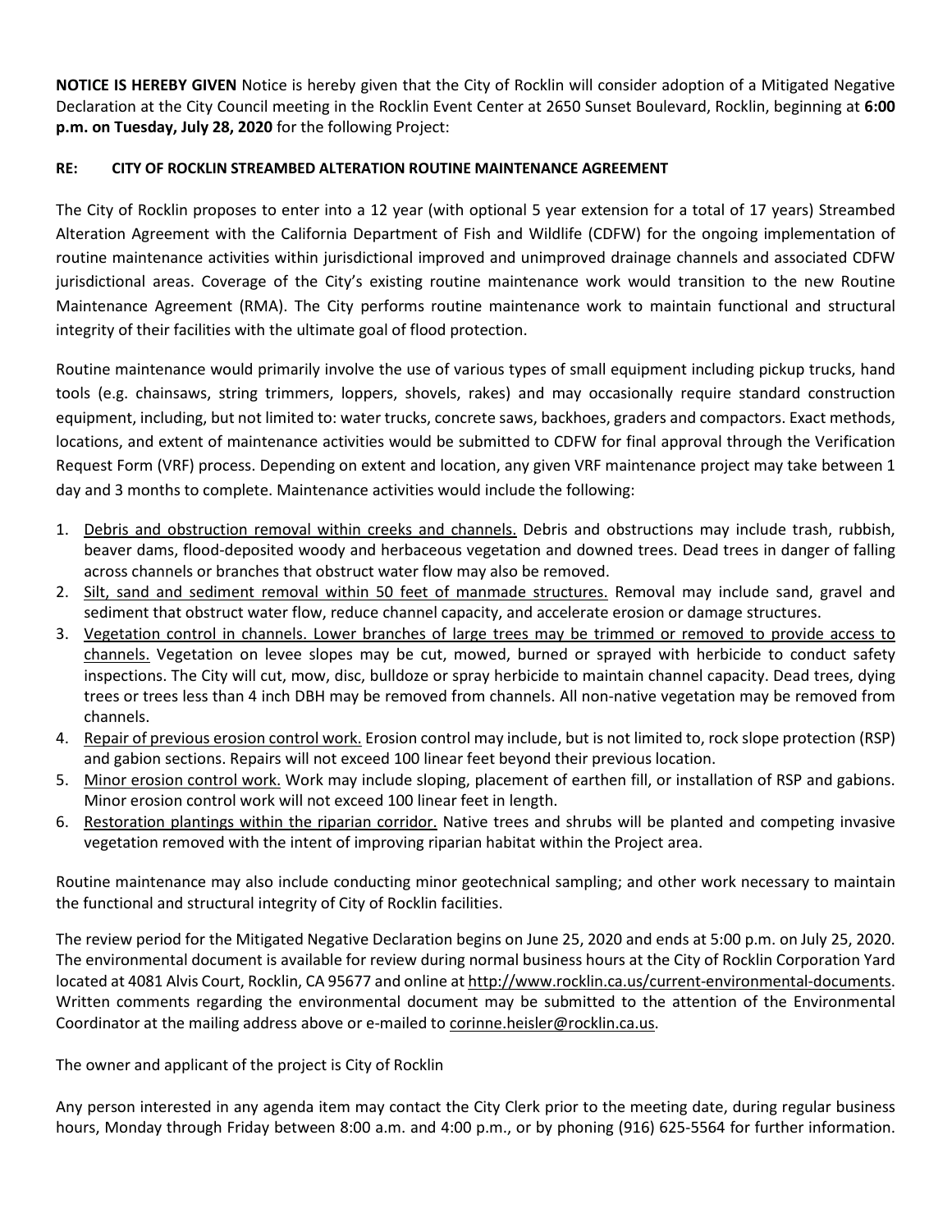**NOTICE IS HEREBY GIVEN** Notice is hereby given that the City of Rocklin will consider adoption of a Mitigated Negative Declaration at the City Council meeting in the Rocklin Event Center at 2650 Sunset Boulevard, Rocklin, beginning at **6:00 p.m. on Tuesday, July 28, 2020** for the following Project:

**RE: CITY OF ROCKLIN STREAMBED ALTERATION ROUTINE MAINTENANCE AGREEMENT**

The City of Rocklin proposes to enter into a 12 year (with optional 5 year extension for a total of 17 years) Streambed Alteration Agreement with the California Department of Fish and Wildlife (CDFW) for the ongoing implementation of routine maintenance activities within jurisdictional improved and unimproved drainage channels and associated CDFW jurisdictional areas. Coverage of the City's existing routine maintenance work would transition to the new Routine Maintenance Agreement (RMA). The City performs routine maintenance work to maintain functional and structural integrity of their facilities with the ultimate goal of flood protection.

Routine maintenance would primarily involve the use of various types of small equipment including pickup trucks, hand tools (e.g. chainsaws, string trimmers, loppers, shovels, rakes) and may occasionally require standard construction equipment, including, but not limited to: water trucks, concrete saws, backhoes, graders and compactors. Exact methods, locations, and extent of maintenance activities would be submitted to CDFW for final approval through the Verification Request Form (VRF) process. Depending on extent and location, any given VRF maintenance project may take between 1 day and 3 months to complete. Maintenance activities would include the following:

1. <u>Debris and obstruction removal within creeks and channels.</u> Debris and obstructions may include trash, rubbish, beaver dams, flood-deposited woody and herbaceous vegetation and downed trees. Dead trees in danger of falling across channels or branches that obstruct water flow may also be removed.
2. <u>Silt, sand and sediment removal within 50 feet of manmade structures.</u> Removal may include sand, gravel and sediment that obstruct water flow, reduce channel capacity, and accelerate erosion or damage structures.
3. <u>Vegetation control in channels. Lower branches of large trees may be trimmed or removed to provide access to channels.</u> Vegetation on levee slopes may be cut, mowed, burned or sprayed with herbicide to conduct safety inspections. The City will cut, mow, disc, bulldoze or spray herbicide to maintain channel capacity. Dead trees, dying trees or trees less than 4 inch DBH may be removed from channels. All non-native vegetation may be removed from channels.
4. <u>Repair of previous erosion control work.</u> Erosion control may include, but is not limited to, rock slope protection (RSP) and gabion sections. Repairs will not exceed 100 linear feet beyond their previous location.
5. <u>Minor erosion control work.</u> Work may include sloping, placement of earthen fill, or installation of RSP and gabions. Minor erosion control work will not exceed 100 linear feet in length.
6. <u>Restoration plantings within the riparian corridor.</u> Native trees and shrubs will be planted and competing invasive vegetation removed with the intent of improving riparian habitat within the Project area.

Routine maintenance may also include conducting minor geotechnical sampling; and other work necessary to maintain the functional and structural integrity of City of Rocklin facilities.

The review period for the Mitigated Negative Declaration begins on June 25, 2020 and ends at 5:00 p.m. on July 25, 2020. The environmental document is available for review during normal business hours at the City of Rocklin Corporation Yard located at 4081 Alvis Court, Rocklin, CA 95677 and online at http://www.rocklin.ca.us/current-environmental-documents. Written comments regarding the environmental document may be submitted to the attention of the Environmental Coordinator at the mailing address above or e-mailed to corinne.heisler@rocklin.ca.us.

The owner and applicant of the project is City of Rocklin

Any person interested in any agenda item may contact the City Clerk prior to the meeting date, during regular business hours, Monday through Friday between 8:00 a.m. and 4:00 p.m., or by phoning (916) 625-5564 for further information.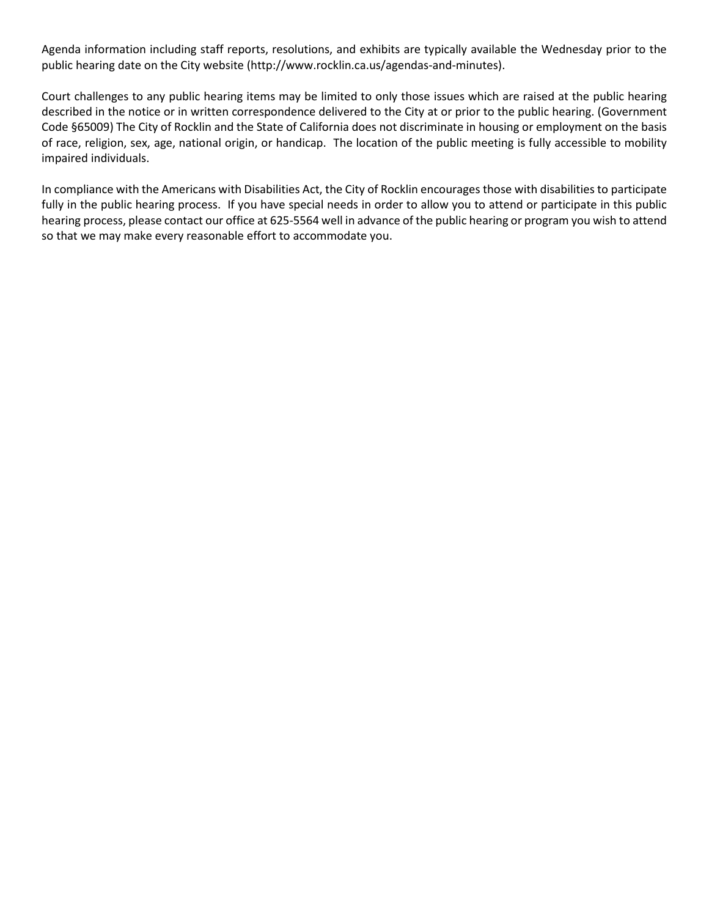Agenda information including staff reports, resolutions, and exhibits are typically available the Wednesday prior to the public hearing date on the City website (http://www.rocklin.ca.us/agendas-and-minutes).

Court challenges to any public hearing items may be limited to only those issues which are raised at the public hearing described in the notice or in written correspondence delivered to the City at or prior to the public hearing. (Government Code §65009) The City of Rocklin and the State of California does not discriminate in housing or employment on the basis of race, religion, sex, age, national origin, or handicap. The location of the public meeting is fully accessible to mobility impaired individuals.

In compliance with the Americans with Disabilities Act, the City of Rocklin encourages those with disabilities to participate fully in the public hearing process. If you have special needs in order to allow you to attend or participate in this public hearing process, please contact our office at 625-5564 well in advance of the public hearing or program you wish to attend so that we may make every reasonable effort to accommodate you.